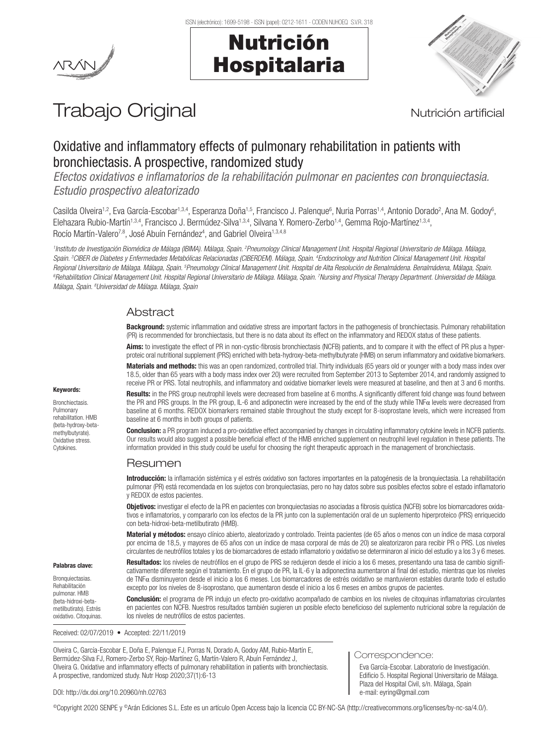ISSN (electrónico): 1699-5198 - ISSN (papel): 0212-1611 - CODEN NUHOEQ S.V.R. 318

# Nutrición Hospitalaria

Trabajo Original

Nutrición artificial

## Oxidative and inflammatory effects of pulmonary rehabilitation in patients with bronchiectasis. A prospective, randomized study

*Efectos oxidativos e inflamatorios de la rehabilitación pulmonar en pacientes con bronquiectasia. Estudio prospectivo aleatorizado*

Casilda Olveira[1,2], Eva García-Escobar[1,3,4], Esperanza Doña[1,5], Francisco J. Palenque[6], Nuria Porras[1,4], Antonio Dorado[2], Ana M. Godoy[6], Elehazara Rubio-Martín[1,3,4], Francisco J. Bermúdez-Silva[1,3,4], Silvana Y. Romero-Zerbo[1,4], Gemma Rojo-Martínez[1,3,4], Rocío Martín-Valero[7,8], José Abuín Fernández[4], and Gabriel Olveira[1,3,4,8]

[1]*Instituto de Investigación Biomédica de Málaga (IBIMA). Málaga, Spain.* [2]*Pneumology Clinical Management Unit. Hospital Regional Universitario de Málaga. Málaga, Spain.* [3]*CIBER de Diabetes y Enfermedades Metabólicas Relacionadas (CIBERDEM). Málaga, Spain.* [4]*Endocrinology and Nutrition Clinical Management Unit. Hospital Regional Universitario de Málaga. Málaga, Spain.* [5]*Pneumology Clinical Management Unit. Hospital de Alta Resolución de Benalmádena. Benalmádena, Málaga, Spain.* [6]*Rehabilitation Clinical Management Unit. Hospital Regional Universitario de Málaga. Málaga, Spain.* [7]*Nursing and Physical Therapy Department. Universidad de Málaga. Málaga, Spain.* [8]*Universidad de Málaga. Málaga, Spain*

### Abstract

**Background:** systemic inflammation and oxidative stress are important factors in the pathogenesis of bronchiectasis. Pulmonary rehabilitation (PR) is recommended for bronchiectasis, but there is no data about its effect on the inflammatory and REDOX status of these patients.

**Aims:** to investigate the effect of PR in non-cystic-fibrosis bronchiectasis (NCFB) patients, and to compare it with the effect of PR plus a hyperproteic oral nutritional supplement (PRS) enriched with beta-hydroxy-beta-methylbutyrate (HMB) on serum inflammatory and oxidative biomarkers.

**Materials and methods:** this was an open randomized, controlled trial. Thirty individuals (65 years old or younger with a body mass index over 18.5, older than 65 years with a body mass index over 20) were recruited from September 2013 to September 2014, and randomly assigned to receive PR or PRS. Total neutrophils, and inflammatory and oxidative biomarker levels were measured at baseline, and then at 3 and 6 months.

**Results:** in the PRS group neutrophil levels were decreased from baseline at 6 months. A significantly different fold change was found between the PR and PRS groups. In the PR group, IL-6 and adiponectin were increased by the end of the study while TNFα levels were decreased from baseline at 6 months. REDOX biomarkers remained stable throughout the study except for 8-isoprostane levels, which were increased from baseline at 6 months in both groups of patients.

**Conclusion:** a PR program induced a pro-oxidative effect accompanied by changes in circulating inflammatory cytokine levels in NCFB patients. Our results would also suggest a possible beneficial effect of the HMB enriched supplement on neutrophil level regulation in these patients. The information provided in this study could be useful for choosing the right therapeutic approach in the management of bronchiectasis.

**Keywords:**

Bronchiectasis. Pulmonary rehabilitation. HMB (beta-hydroxy-beta-methylbutyrate). Oxidative stress. Cytokines.

### Resumen

**Introducción:** la inflamación sistémica y el estrés oxidativo son factores importantes en la patogénesis de la bronquiectasia. La rehabilitación pulmonar (PR) está recomendada en los sujetos con bronquiectasias, pero no hay datos sobre sus posibles efectos sobre el estado inflamatorio y REDOX de estos pacientes.

**Objetivos:** investigar el efecto de la PR en pacientes con bronquiectasias no asociadas a fibrosis quística (NCFB) sobre los biomarcadores oxidativos e inflamatorios, y compararlo con los efectos de la PR junto con la suplementación oral de un suplemento hiperproteico (PRS) enriquecido con beta-hidroxi-beta-metilbutirato (HMB).

**Material y métodos:** ensayo clínico abierto, aleatorizado y controlado. Treinta pacientes (de 65 años o menos con un índice de masa corporal por encima de 18,5, y mayores de 65 años con un índice de masa corporal de más de 20) se aleatorizaron para recibir PR o PRS. Los niveles circulantes de neutrófilos totales y los de biomarcadores de estado inflamatorio y oxidativo se determinaron al inicio del estudio y a los 3 y 6 meses.

**Resultados:** los niveles de neutrófilos en el grupo de PRS se redujeron desde el inicio a los 6 meses, presentando una tasa de cambio significativamente diferente según el tratamiento. En el grupo de PR, la IL-6 y la adiponectina aumentaron al final del estudio, mientras que los niveles de TNFα disminuyeron desde el inicio a los 6 meses. Los biomarcadores de estrés oxidativo se mantuvieron estables durante todo el estudio excepto por los niveles de 8-isoprostano, que aumentaron desde el inicio a los 6 meses en ambos grupos de pacientes.

**Conclusión:** el programa de PR indujo un efecto pro-oxidativo acompañado de cambios en los niveles de citoquinas inflamatorias circulantes en pacientes con NCFB. Nuestros resultados también sugieren un posible efecto beneficioso del suplemento nutricional sobre la regulación de los niveles de neutrófilos de estos pacientes.

**Palabras clave:**

Bronquiectasias. Rehabilitación pulmonar. HMB (beta-hidroxi-beta-metilbutirato). Estrés oxidativo. Citoquinas.

Received: 02/07/2019 • Accepted: 22/11/2019

Olveira C, García-Escobar E, Doña E, Palenque FJ, Porras N, Dorado A, Godoy AM, Rubio-Martín E, Bermúdez-Silva FJ, Romero-Zerbo SY, Rojo-Martínez G, Martín-Valero R, Abuín Fernández J, Olveira G. Oxidative and inflammatory effects of pulmonary rehabilitation in patients with bronchiectasis. A prospective, randomized study. Nutr Hosp 2020;37(1):6-13

DOI: http://dx.doi.org/10.20960/nh.02763

**Correspondence:**

Eva García-Escobar. Laboratorio de Investigación. Edificio 5. Hospital Regional Universitario de Málaga. Plaza del Hospital Civil, s/n. Málaga, Spain
e-mail: eyring@gmail.com

©Copyright 2020 SENPE y ©Arán Ediciones S.L. Este es un artículo Open Access bajo la licencia CC BY-NC-SA (http://creativecommons.org/licenses/by-nc-sa/4.0/).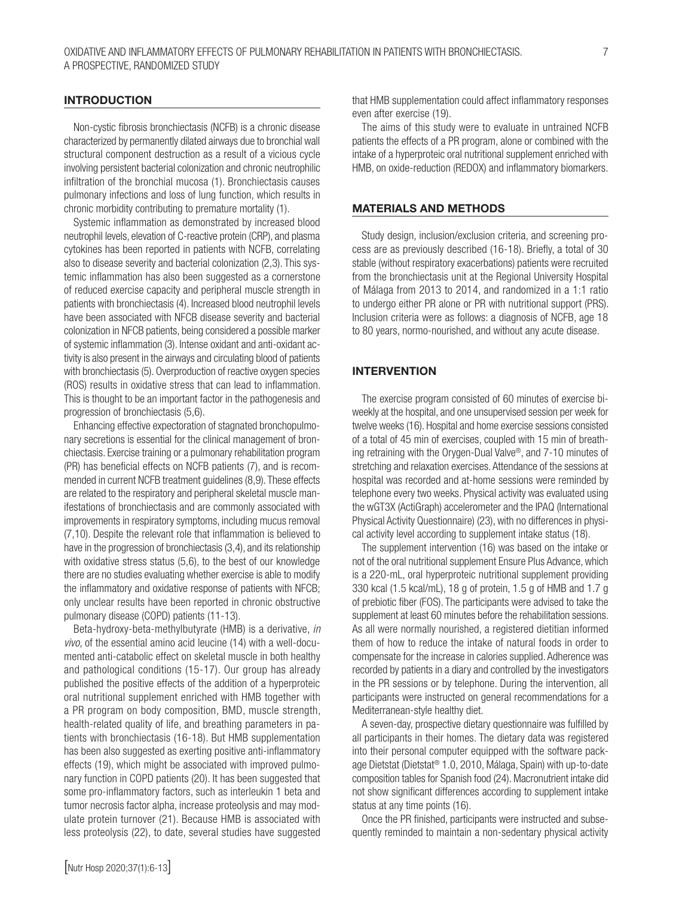## INTRODUCTION

Non-cystic fibrosis bronchiectasis (NCFB) is a chronic disease characterized by permanently dilated airways due to bronchial wall structural component destruction as a result of a vicious cycle involving persistent bacterial colonization and chronic neutrophilic infiltration of the bronchial mucosa (1). Bronchiectasis causes pulmonary infections and loss of lung function, which results in chronic morbidity contributing to premature mortality (1).

Systemic inflammation as demonstrated by increased blood neutrophil levels, elevation of C-reactive protein (CRP), and plasma cytokines has been reported in patients with NCFB, correlating also to disease severity and bacterial colonization (2,3). This systemic inflammation has also been suggested as a cornerstone of reduced exercise capacity and peripheral muscle strength in patients with bronchiectasis (4). Increased blood neutrophil levels have been associated with NFCB disease severity and bacterial colonization in NFCB patients, being considered a possible marker of systemic inflammation (3). Intense oxidant and anti-oxidant activity is also present in the airways and circulating blood of patients with bronchiectasis (5). Overproduction of reactive oxygen species (ROS) results in oxidative stress that can lead to inflammation. This is thought to be an important factor in the pathogenesis and progression of bronchiectasis (5,6).

Enhancing effective expectoration of stagnated bronchopulmonary secretions is essential for the clinical management of bronchiectasis. Exercise training or a pulmonary rehabilitation program (PR) has beneficial effects on NCFB patients (7), and is recommended in current NCFB treatment guidelines (8,9). These effects are related to the respiratory and peripheral skeletal muscle manifestations of bronchiectasis and are commonly associated with improvements in respiratory symptoms, including mucus removal (7,10). Despite the relevant role that inflammation is believed to have in the progression of bronchiectasis (3,4), and its relationship with oxidative stress status (5,6), to the best of our knowledge there are no studies evaluating whether exercise is able to modify the inflammatory and oxidative response of patients with NFCB; only unclear results have been reported in chronic obstructive pulmonary disease (COPD) patients (11-13).

Beta-hydroxy-beta-methylbutyrate (HMB) is a derivative, *in vivo*, of the essential amino acid leucine (14) with a well-documented anti-catabolic effect on skeletal muscle in both healthy and pathological conditions (15-17). Our group has already published the positive effects of the addition of a hyperproteic oral nutritional supplement enriched with HMB together with a PR program on body composition, BMD, muscle strength, health-related quality of life, and breathing parameters in patients with bronchiectasis (16-18). But HMB supplementation has been also suggested as exerting positive anti-inflammatory effects (19), which might be associated with improved pulmonary function in COPD patients (20). It has been suggested that some pro-inflammatory factors, such as interleukin 1 beta and tumor necrosis factor alpha, increase proteolysis and may modulate protein turnover (21). Because HMB is associated with less proteolysis (22), to date, several studies have suggested that HMB supplementation could affect inflammatory responses even after exercise (19).

The aims of this study were to evaluate in untrained NCFB patients the effects of a PR program, alone or combined with the intake of a hyperproteic oral nutritional supplement enriched with HMB, on oxide-reduction (REDOX) and inflammatory biomarkers.

## MATERIALS AND METHODS

Study design, inclusion/exclusion criteria, and screening process are as previously described (16-18). Briefly, a total of 30 stable (without respiratory exacerbations) patients were recruited from the bronchiectasis unit at the Regional University Hospital of Málaga from 2013 to 2014, and randomized in a 1:1 ratio to undergo either PR alone or PR with nutritional support (PRS). Inclusion criteria were as follows: a diagnosis of NCFB, age 18 to 80 years, normo-nourished, and without any acute disease.

## INTERVENTION

The exercise program consisted of 60 minutes of exercise biweekly at the hospital, and one unsupervised session per week for twelve weeks (16). Hospital and home exercise sessions consisted of a total of 45 min of exercises, coupled with 15 min of breathing retraining with the Orygen-Dual Valve®, and 7-10 minutes of stretching and relaxation exercises. Attendance of the sessions at hospital was recorded and at-home sessions were reminded by telephone every two weeks. Physical activity was evaluated using the wGT3X (ActiGraph) accelerometer and the IPAQ (International Physical Activity Questionnaire) (23), with no differences in physical activity level according to supplement intake status (18).

The supplement intervention (16) was based on the intake or not of the oral nutritional supplement Ensure Plus Advance, which is a 220-mL, oral hyperproteic nutritional supplement providing 330 kcal (1.5 kcal/mL), 18 g of protein, 1.5 g of HMB and 1.7 g of prebiotic fiber (FOS). The participants were advised to take the supplement at least 60 minutes before the rehabilitation sessions. As all were normally nourished, a registered dietitian informed them of how to reduce the intake of natural foods in order to compensate for the increase in calories supplied. Adherence was recorded by patients in a diary and controlled by the investigators in the PR sessions or by telephone. During the intervention, all participants were instructed on general recommendations for a Mediterranean-style healthy diet.

A seven-day, prospective dietary questionnaire was fulfilled by all participants in their homes. The dietary data was registered into their personal computer equipped with the software package Dietstat (Dietstat® 1.0, 2010, Málaga, Spain) with up-to-date composition tables for Spanish food (24). Macronutrient intake did not show significant differences according to supplement intake status at any time points (16).

Once the PR finished, participants were instructed and subsequently reminded to maintain a non-sedentary physical activity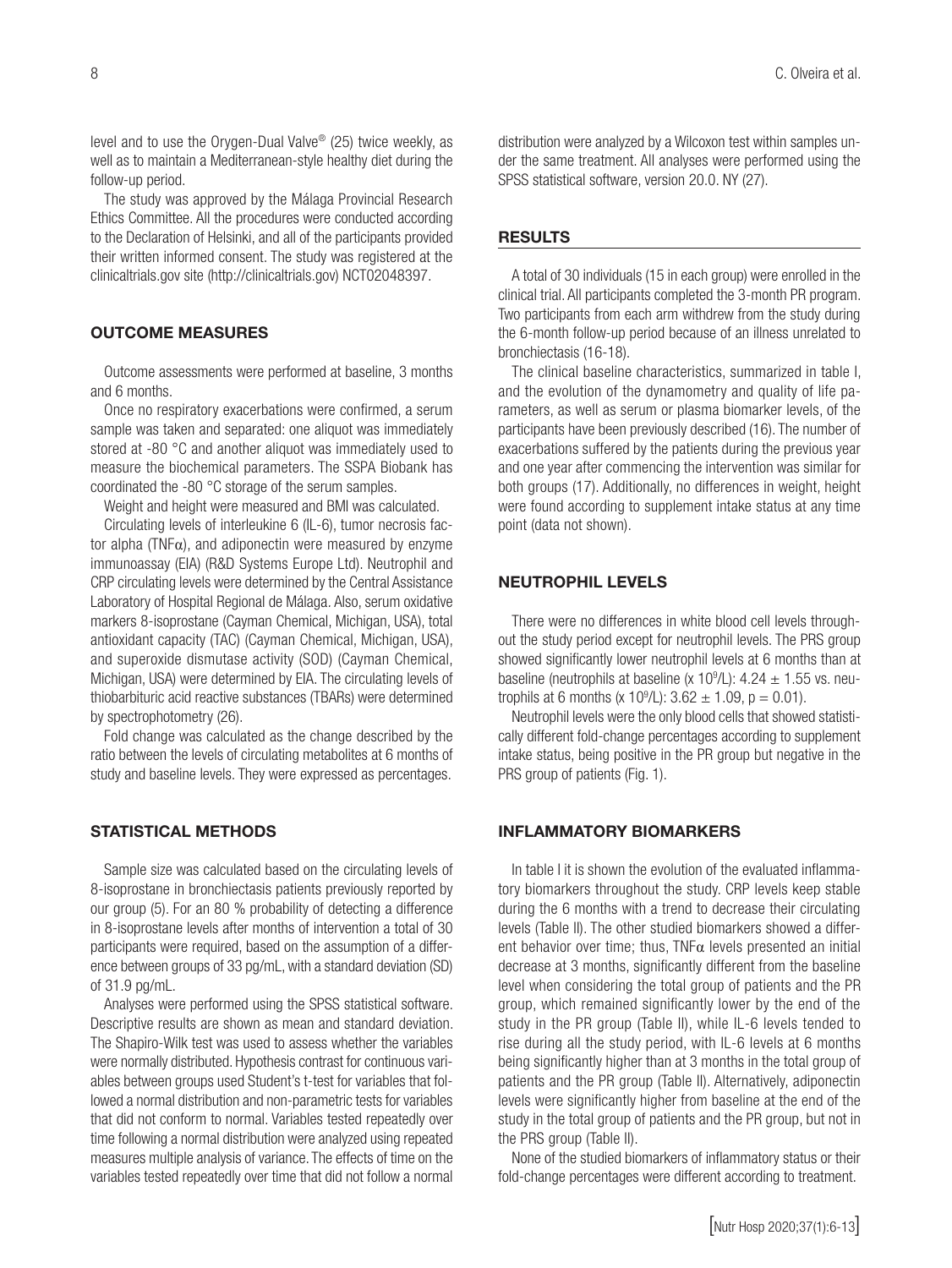level and to use the Orygen-Dual Valve® (25) twice weekly, as well as to maintain a Mediterranean-style healthy diet during the follow-up period.

The study was approved by the Málaga Provincial Research Ethics Committee. All the procedures were conducted according to the Declaration of Helsinki, and all of the participants provided their written informed consent. The study was registered at the clinicaltrials.gov site (http://clinicaltrials.gov) NCT02048397.

## OUTCOME MEASURES

Outcome assessments were performed at baseline, 3 months and 6 months.

Once no respiratory exacerbations were confirmed, a serum sample was taken and separated: one aliquot was immediately stored at -80 °C and another aliquot was immediately used to measure the biochemical parameters. The SSPA Biobank has coordinated the -80 °C storage of the serum samples.

Weight and height were measured and BMI was calculated.

Circulating levels of interleukine 6 (IL-6), tumor necrosis factor alpha (TNFα), and adiponectin were measured by enzyme immunoassay (EIA) (R&D Systems Europe Ltd). Neutrophil and CRP circulating levels were determined by the Central Assistance Laboratory of Hospital Regional de Málaga. Also, serum oxidative markers 8-isoprostane (Cayman Chemical, Michigan, USA), total antioxidant capacity (TAC) (Cayman Chemical, Michigan, USA), and superoxide dismutase activity (SOD) (Cayman Chemical, Michigan, USA) were determined by EIA. The circulating levels of thiobarbituric acid reactive substances (TBARs) were determined by spectrophotometry (26).

Fold change was calculated as the change described by the ratio between the levels of circulating metabolites at 6 months of study and baseline levels. They were expressed as percentages.

## STATISTICAL METHODS

Sample size was calculated based on the circulating levels of 8-isoprostane in bronchiectasis patients previously reported by our group (5). For an 80 % probability of detecting a difference in 8-isoprostane levels after months of intervention a total of 30 participants were required, based on the assumption of a difference between groups of 33 pg/mL, with a standard deviation (SD) of 31.9 pg/mL.

Analyses were performed using the SPSS statistical software. Descriptive results are shown as mean and standard deviation. The Shapiro-Wilk test was used to assess whether the variables were normally distributed. Hypothesis contrast for continuous variables between groups used Student's t-test for variables that followed a normal distribution and non-parametric tests for variables that did not conform to normal. Variables tested repeatedly over time following a normal distribution were analyzed using repeated measures multiple analysis of variance. The effects of time on the variables tested repeatedly over time that did not follow a normal distribution were analyzed by a Wilcoxon test within samples under the same treatment. All analyses were performed using the SPSS statistical software, version 20.0. NY (27).

## RESULTS

A total of 30 individuals (15 in each group) were enrolled in the clinical trial. All participants completed the 3-month PR program. Two participants from each arm withdrew from the study during the 6-month follow-up period because of an illness unrelated to bronchiectasis (16-18).

The clinical baseline characteristics, summarized in table I, and the evolution of the dynamometry and quality of life parameters, as well as serum or plasma biomarker levels, of the participants have been previously described (16). The number of exacerbations suffered by the patients during the previous year and one year after commencing the intervention was similar for both groups (17). Additionally, no differences in weight, height were found according to supplement intake status at any time point (data not shown).

## NEUTROPHIL LEVELS

There were no differences in white blood cell levels throughout the study period except for neutrophil levels. The PRS group showed significantly lower neutrophil levels at 6 months than at baseline (neutrophils at baseline (x $10^9$/L): $4.24 \pm 1.55$ vs. neutrophils at 6 months (x $10^9$/L): $3.62 \pm 1.09$, $p = 0.01$).

Neutrophil levels were the only blood cells that showed statistically different fold-change percentages according to supplement intake status, being positive in the PR group but negative in the PRS group of patients (Fig. 1).

## INFLAMMATORY BIOMARKERS

In table I it is shown the evolution of the evaluated inflammatory biomarkers throughout the study. CRP levels keep stable during the 6 months with a trend to decrease their circulating levels (Table II). The other studied biomarkers showed a different behavior over time; thus, TNFα levels presented an initial decrease at 3 months, significantly different from the baseline level when considering the total group of patients and the PR group, which remained significantly lower by the end of the study in the PR group (Table II), while IL-6 levels tended to rise during all the study period, with IL-6 levels at 6 months being significantly higher than at 3 months in the total group of patients and the PR group (Table II). Alternatively, adiponectin levels were significantly higher from baseline at the end of the study in the total group of patients and the PR group, but not in the PRS group (Table II).

None of the studied biomarkers of inflammatory status or their fold-change percentages were different according to treatment.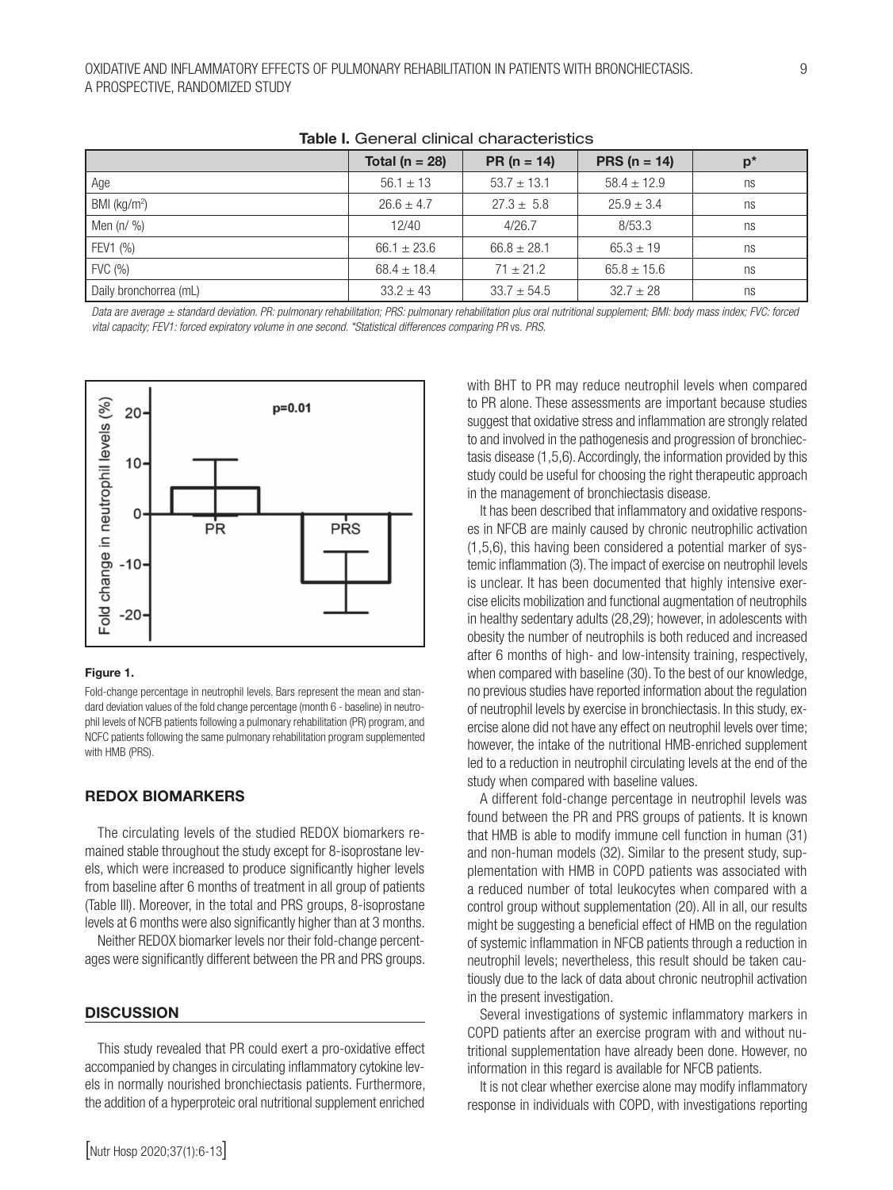**Table I.** General clinical characteristics

| | Total (n = 28) | PR (n = 14) | PRS (n = 14) | p* |
|---|---|---|---|---|
| Age | 56.1 ± 13 | 53.7 ± 13.1 | 58.4 ± 12.9 | ns |
| BMI (kg/m$^2$) | 26.6 ± 4.7 | 27.3 ± 5.8 | 25.9 ± 3.4 | ns |
| Men (n/ %) | 12/40 | 4/26.7 | 8/53.3 | ns |
| FEV1 (%) | 66.1 ± 23.6 | 66.8 ± 28.1 | 65.3 ± 19 | ns |
| FVC (%) | 68.4 ± 18.4 | 71 ± 21.2 | 65.8 ± 15.6 | ns |
| Daily bronchorrea (mL) | 33.2 ± 43 | 33.7 ± 54.5 | 32.7 ± 28 | ns |

*Data are average ± standard deviation. PR: pulmonary rehabilitation; PRS: pulmonary rehabilitation plus oral nutritional supplement; BMI: body mass index; FVC: forced vital capacity; FEV1: forced expiratory volume in one second. \*Statistical differences comparing PR vs. PRS.*

**Figure 1.**

Fold-change percentage in neutrophil levels. Bars represent the mean and standard deviation values of the fold change percentage (month 6 - baseline) in neutrophil levels of NCFB patients following a pulmonary rehabilitation (PR) program, and NCFC patients following the same pulmonary rehabilitation program supplemented with HMB (PRS).

### REDOX BIOMARKERS

The circulating levels of the studied REDOX biomarkers remained stable throughout the study except for 8-isoprostane levels, which were increased to produce significantly higher levels from baseline after 6 months of treatment in all group of patients (Table III). Moreover, in the total and PRS groups, 8-isoprostane levels at 6 months were also significantly higher than at 3 months.

Neither REDOX biomarker levels nor their fold-change percentages were significantly different between the PR and PRS groups.

## DISCUSSION

This study revealed that PR could exert a pro-oxidative effect accompanied by changes in circulating inflammatory cytokine levels in normally nourished bronchiectasis patients. Furthermore, the addition of a hyperproteic oral nutritional supplement enriched with BHT to PR may reduce neutrophil levels when compared to PR alone. These assessments are important because studies suggest that oxidative stress and inflammation are strongly related to and involved in the pathogenesis and progression of bronchiectasis disease (1,5,6). Accordingly, the information provided by this study could be useful for choosing the right therapeutic approach in the management of bronchiectasis disease.

It has been described that inflammatory and oxidative responses in NFCB are mainly caused by chronic neutrophilic activation (1,5,6), this having been considered a potential marker of systemic inflammation (3). The impact of exercise on neutrophil levels is unclear. It has been documented that highly intensive exercise elicits mobilization and functional augmentation of neutrophils in healthy sedentary adults (28,29); however, in adolescents with obesity the number of neutrophils is both reduced and increased after 6 months of high- and low-intensity training, respectively, when compared with baseline (30). To the best of our knowledge, no previous studies have reported information about the regulation of neutrophil levels by exercise in bronchiectasis. In this study, exercise alone did not have any effect on neutrophil levels over time; however, the intake of the nutritional HMB-enriched supplement led to a reduction in neutrophil circulating levels at the end of the study when compared with baseline values.

A different fold-change percentage in neutrophil levels was found between the PR and PRS groups of patients. It is known that HMB is able to modify immune cell function in human (31) and non-human models (32). Similar to the present study, supplementation with HMB in COPD patients was associated with a reduced number of total leukocytes when compared with a control group without supplementation (20). All in all, our results might be suggesting a beneficial effect of HMB on the regulation of systemic inflammation in NFCB patients through a reduction in neutrophil levels; nevertheless, this result should be taken cautiously due to the lack of data about chronic neutrophil activation in the present investigation.

Several investigations of systemic inflammatory markers in COPD patients after an exercise program with and without nutritional supplementation have already been done. However, no information in this regard is available for NFCB patients.

It is not clear whether exercise alone may modify inflammatory response in individuals with COPD, with investigations reporting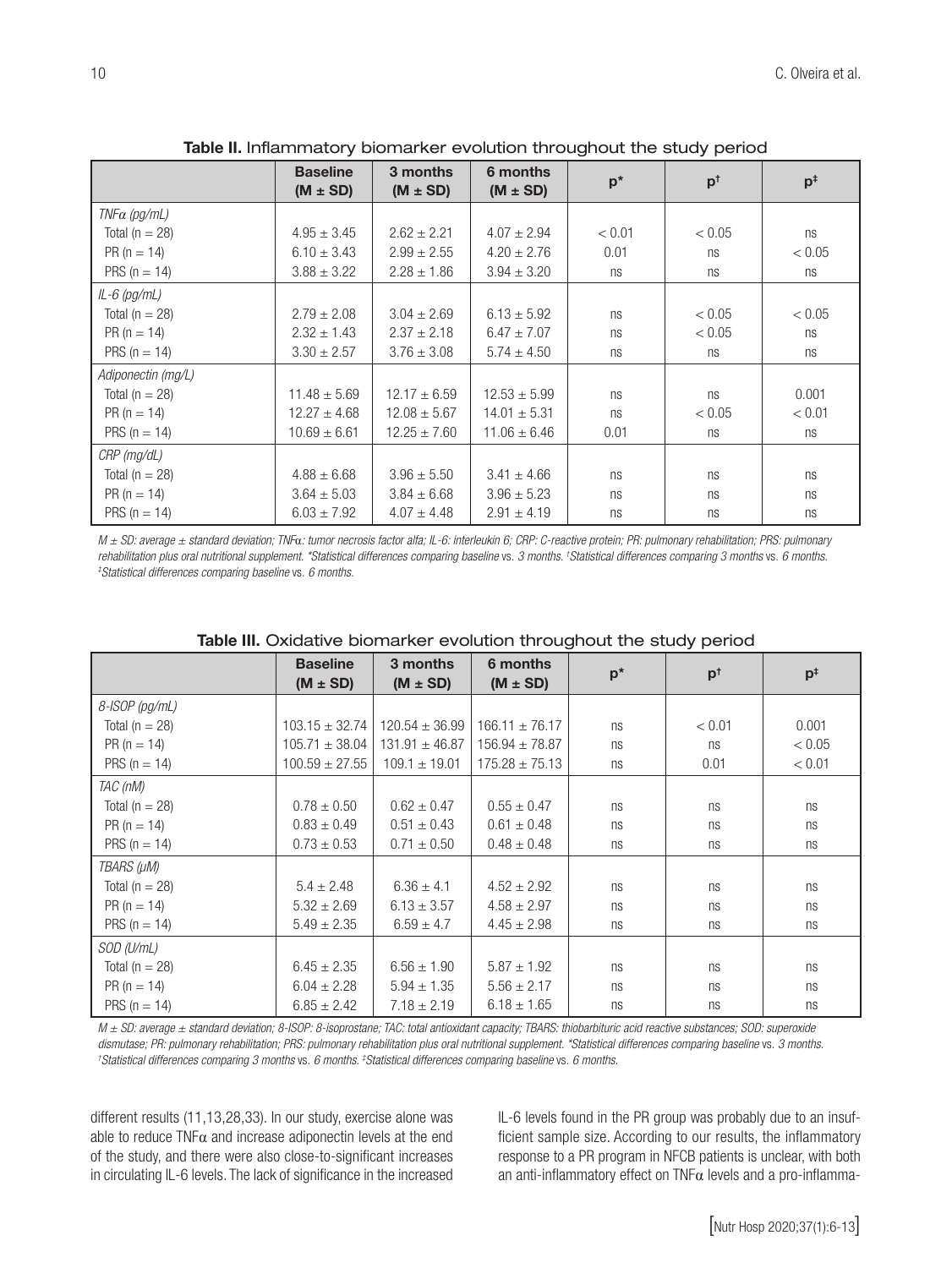**Table II.** Inflammatory biomarker evolution throughout the study period

| | Baseline (M ± SD) | 3 months (M ± SD) | 6 months (M ± SD) | p* | p† | p‡ |
|---|---|---|---|---|---|---|
| *TNFα (pg/mL)* | | | | | | |
| Total (n = 28) | 4.95 ± 3.45 | 2.62 ± 2.21 | 4.07 ± 2.94 | < 0.01 | < 0.05 | ns |
| PR (n = 14) | 6.10 ± 3.43 | 2.99 ± 2.55 | 4.20 ± 2.76 | 0.01 | ns | < 0.05 |
| PRS (n = 14) | 3.88 ± 3.22 | 2.28 ± 1.86 | 3.94 ± 3.20 | ns | ns | ns |
| *IL-6 (pg/mL)* | | | | | | |
| Total (n = 28) | 2.79 ± 2.08 | 3.04 ± 2.69 | 6.13 ± 5.92 | ns | < 0.05 | < 0.05 |
| PR (n = 14) | 2.32 ± 1.43 | 2.37 ± 2.18 | 6.47 ± 7.07 | ns | < 0.05 | ns |
| PRS (n = 14) | 3.30 ± 2.57 | 3.76 ± 3.08 | 5.74 ± 4.50 | ns | ns | ns |
| *Adiponectin (mg/L)* | | | | | | |
| Total (n = 28) | 11.48 ± 5.69 | 12.17 ± 6.59 | 12.53 ± 5.99 | ns | ns | 0.001 |
| PR (n = 14) | 12.27 ± 4.68 | 12.08 ± 5.67 | 14.01 ± 5.31 | ns | < 0.05 | < 0.01 |
| PRS (n = 14) | 10.69 ± 6.61 | 12.25 ± 7.60 | 11.06 ± 6.46 | 0.01 | ns | ns |
| *CRP (mg/dL)* | | | | | | |
| Total (n = 28) | 4.88 ± 6.68 | 3.96 ± 5.50 | 3.41 ± 4.66 | ns | ns | ns |
| PR (n = 14) | 3.64 ± 5.03 | 3.84 ± 6.68 | 3.96 ± 5.23 | ns | ns | ns |
| PRS (n = 14) | 6.03 ± 7.92 | 4.07 ± 4.48 | 2.91 ± 4.19 | ns | ns | ns |

*M ± SD: average ± standard deviation; TNFα: tumor necrosis factor alfa; IL-6: interleukin 6; CRP: C-reactive protein; PR: pulmonary rehabilitation; PRS: pulmonary rehabilitation plus oral nutritional supplement. \*Statistical differences comparing baseline vs. 3 months. †Statistical differences comparing 3 months vs. 6 months. ‡Statistical differences comparing baseline vs. 6 months.*

**Table III.** Oxidative biomarker evolution throughout the study period

| | Baseline (M ± SD) | 3 months (M ± SD) | 6 months (M ± SD) | p* | p† | p‡ |
|---|---|---|---|---|---|---|
| *8-ISOP (pg/mL)* | | | | | | |
| Total (n = 28) | 103.15 ± 32.74 | 120.54 ± 36.99 | 166.11 ± 76.17 | ns | < 0.01 | 0.001 |
| PR (n = 14) | 105.71 ± 38.04 | 131.91 ± 46.87 | 156.94 ± 78.87 | ns | ns | < 0.05 |
| PRS (n = 14) | 100.59 ± 27.55 | 109.1 ± 19.01 | 175.28 ± 75.13 | ns | 0.01 | < 0.01 |
| *TAC (nM)* | | | | | | |
| Total (n = 28) | 0.78 ± 0.50 | 0.62 ± 0.47 | 0.55 ± 0.47 | ns | ns | ns |
| PR (n = 14) | 0.83 ± 0.49 | 0.51 ± 0.43 | 0.61 ± 0.48 | ns | ns | ns |
| PRS (n = 14) | 0.73 ± 0.53 | 0.71 ± 0.50 | 0.48 ± 0.48 | ns | ns | ns |
| *TBARS (μM)* | | | | | | |
| Total (n = 28) | 5.4 ± 2.48 | 6.36 ± 4.1 | 4.52 ± 2.92 | ns | ns | ns |
| PR (n = 14) | 5.32 ± 2.69 | 6.13 ± 3.57 | 4.58 ± 2.97 | ns | ns | ns |
| PRS (n = 14) | 5.49 ± 2.35 | 6.59 ± 4.7 | 4.45 ± 2.98 | ns | ns | ns |
| *SOD (U/mL)* | | | | | | |
| Total (n = 28) | 6.45 ± 2.35 | 6.56 ± 1.90 | 5.87 ± 1.92 | ns | ns | ns |
| PR (n = 14) | 6.04 ± 2.28 | 5.94 ± 1.35 | 5.56 ± 2.17 | ns | ns | ns |
| PRS (n = 14) | 6.85 ± 2.42 | 7.18 ± 2.19 | 6.18 ± 1.65 | ns | ns | ns |

*M ± SD: average ± standard deviation; 8-ISOP: 8-isoprostane; TAC: total antioxidant capacity; TBARS: thiobarbituric acid reactive substances; SOD: superoxide dismutase; PR: pulmonary rehabilitation; PRS: pulmonary rehabilitation plus oral nutritional supplement. \*Statistical differences comparing baseline vs. 3 months. †Statistical differences comparing 3 months vs. 6 months. ‡Statistical differences comparing baseline vs. 6 months.*

different results (11,13,28,33). In our study, exercise alone was able to reduce TNFα and increase adiponectin levels at the end of the study, and there were also close-to-significant increases in circulating IL-6 levels. The lack of significance in the increased IL-6 levels found in the PR group was probably due to an insufficient sample size. According to our results, the inflammatory response to a PR program in NFCB patients is unclear, with both an anti-inflammatory effect on TNFα levels and a pro-inflamma-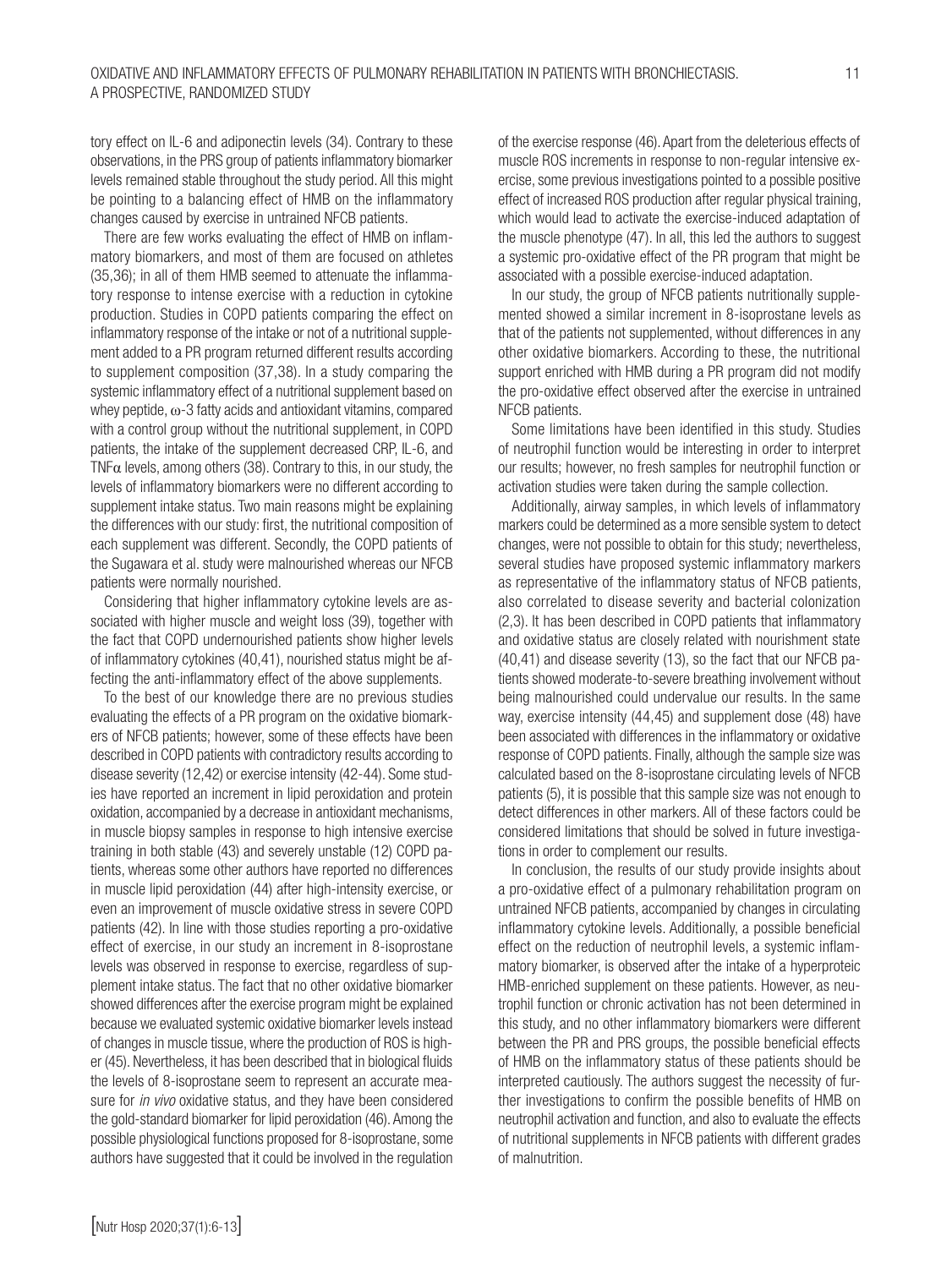tory effect on IL-6 and adiponectin levels (34). Contrary to these observations, in the PRS group of patients inflammatory biomarker levels remained stable throughout the study period. All this might be pointing to a balancing effect of HMB on the inflammatory changes caused by exercise in untrained NFCB patients.

There are few works evaluating the effect of HMB on inflammatory biomarkers, and most of them are focused on athletes (35,36); in all of them HMB seemed to attenuate the inflammatory response to intense exercise with a reduction in cytokine production. Studies in COPD patients comparing the effect on inflammatory response of the intake or not of a nutritional supplement added to a PR program returned different results according to supplement composition (37,38). In a study comparing the systemic inflammatory effect of a nutritional supplement based on whey peptide, ω-3 fatty acids and antioxidant vitamins, compared with a control group without the nutritional supplement, in COPD patients, the intake of the supplement decreased CRP, IL-6, and TNFα levels, among others (38). Contrary to this, in our study, the levels of inflammatory biomarkers were no different according to supplement intake status. Two main reasons might be explaining the differences with our study: first, the nutritional composition of each supplement was different. Secondly, the COPD patients of the Sugawara et al. study were malnourished whereas our NFCB patients were normally nourished.

Considering that higher inflammatory cytokine levels are associated with higher muscle and weight loss (39), together with the fact that COPD undernourished patients show higher levels of inflammatory cytokines (40,41), nourished status might be affecting the anti-inflammatory effect of the above supplements.

To the best of our knowledge there are no previous studies evaluating the effects of a PR program on the oxidative biomarkers of NFCB patients; however, some of these effects have been described in COPD patients with contradictory results according to disease severity (12,42) or exercise intensity (42-44). Some studies have reported an increment in lipid peroxidation and protein oxidation, accompanied by a decrease in antioxidant mechanisms, in muscle biopsy samples in response to high intensive exercise training in both stable (43) and severely unstable (12) COPD patients, whereas some other authors have reported no differences in muscle lipid peroxidation (44) after high-intensity exercise, or even an improvement of muscle oxidative stress in severe COPD patients (42). In line with those studies reporting a pro-oxidative effect of exercise, in our study an increment in 8-isoprostane levels was observed in response to exercise, regardless of supplement intake status. The fact that no other oxidative biomarker showed differences after the exercise program might be explained because we evaluated systemic oxidative biomarker levels instead of changes in muscle tissue, where the production of ROS is higher (45). Nevertheless, it has been described that in biological fluids the levels of 8-isoprostane seem to represent an accurate measure for *in vivo* oxidative status, and they have been considered the gold-standard biomarker for lipid peroxidation (46). Among the possible physiological functions proposed for 8-isoprostane, some authors have suggested that it could be involved in the regulation of the exercise response (46). Apart from the deleterious effects of muscle ROS increments in response to non-regular intensive exercise, some previous investigations pointed to a possible positive effect of increased ROS production after regular physical training, which would lead to activate the exercise-induced adaptation of the muscle phenotype (47). In all, this led the authors to suggest a systemic pro-oxidative effect of the PR program that might be associated with a possible exercise-induced adaptation.

In our study, the group of NFCB patients nutritionally supplemented showed a similar increment in 8-isoprostane levels as that of the patients not supplemented, without differences in any other oxidative biomarkers. According to these, the nutritional support enriched with HMB during a PR program did not modify the pro-oxidative effect observed after the exercise in untrained NFCB patients.

Some limitations have been identified in this study. Studies of neutrophil function would be interesting in order to interpret our results; however, no fresh samples for neutrophil function or activation studies were taken during the sample collection.

Additionally, airway samples, in which levels of inflammatory markers could be determined as a more sensible system to detect changes, were not possible to obtain for this study; nevertheless, several studies have proposed systemic inflammatory markers as representative of the inflammatory status of NFCB patients, also correlated to disease severity and bacterial colonization (2,3). It has been described in COPD patients that inflammatory and oxidative status are closely related with nourishment state (40,41) and disease severity (13), so the fact that our NFCB patients showed moderate-to-severe breathing involvement without being malnourished could undervalue our results. In the same way, exercise intensity (44,45) and supplement dose (48) have been associated with differences in the inflammatory or oxidative response of COPD patients. Finally, although the sample size was calculated based on the 8-isoprostane circulating levels of NFCB patients (5), it is possible that this sample size was not enough to detect differences in other markers. All of these factors could be considered limitations that should be solved in future investigations in order to complement our results.

In conclusion, the results of our study provide insights about a pro-oxidative effect of a pulmonary rehabilitation program on untrained NFCB patients, accompanied by changes in circulating inflammatory cytokine levels. Additionally, a possible beneficial effect on the reduction of neutrophil levels, a systemic inflammatory biomarker, is observed after the intake of a hyperproteic HMB-enriched supplement on these patients. However, as neutrophil function or chronic activation has not been determined in this study, and no other inflammatory biomarkers were different between the PR and PRS groups, the possible beneficial effects of HMB on the inflammatory status of these patients should be interpreted cautiously. The authors suggest the necessity of further investigations to confirm the possible benefits of HMB on neutrophil activation and function, and also to evaluate the effects of nutritional supplements in NFCB patients with different grades of malnutrition.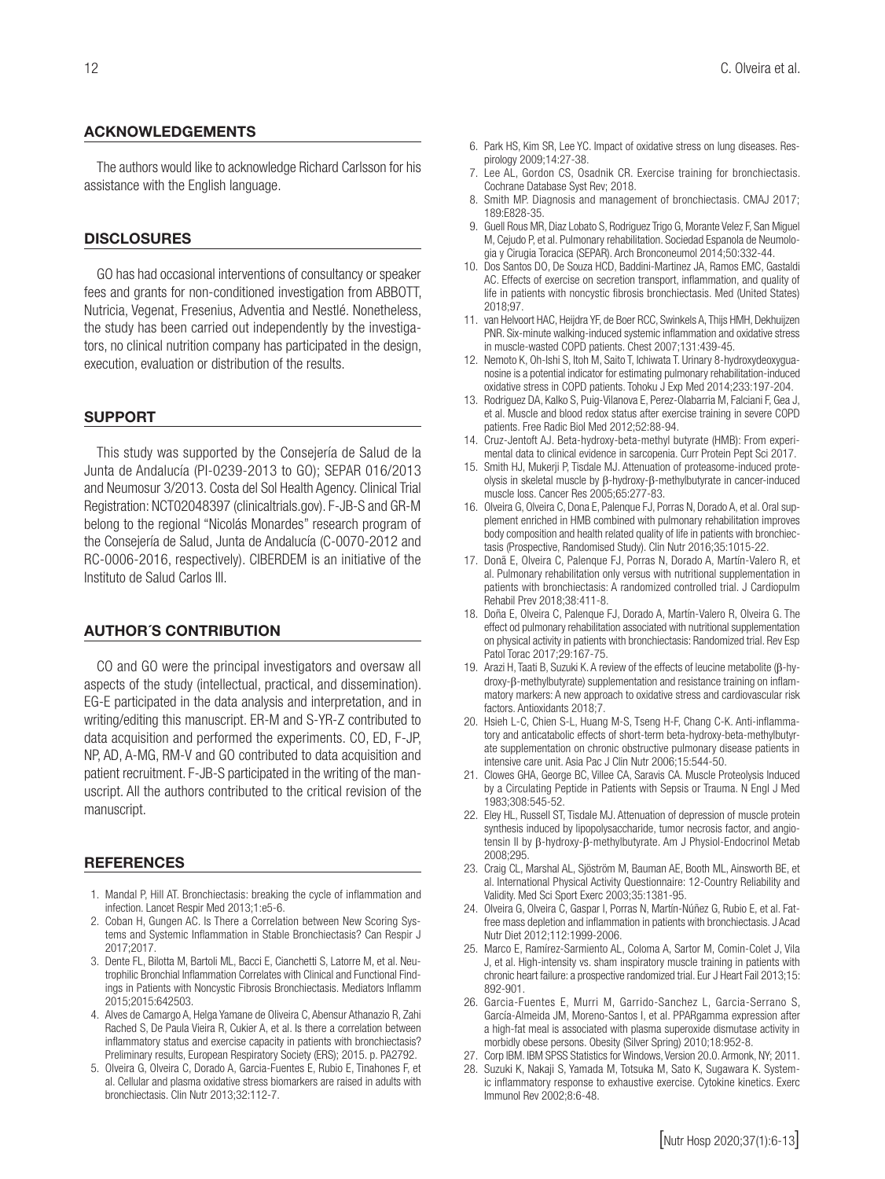## ACKNOWLEDGEMENTS

The authors would like to acknowledge Richard Carlsson for his assistance with the English language.

## DISCLOSURES

GO has had occasional interventions of consultancy or speaker fees and grants for non-conditioned investigation from ABBOTT, Nutricia, Vegenat, Fresenius, Adventia and Nestlé. Nonetheless, the study has been carried out independently by the investigators, no clinical nutrition company has participated in the design, execution, evaluation or distribution of the results.

## SUPPORT

This study was supported by the Consejería de Salud de la Junta de Andalucía (PI-0239-2013 to GO); SEPAR 016/2013 and Neumosur 3/2013. Costa del Sol Health Agency. Clinical Trial Registration: NCT02048397 (clinicaltrials.gov). F-JB-S and GR-M belong to the regional "Nicolás Monardes" research program of the Consejería de Salud, Junta de Andalucía (C-0070-2012 and RC-0006-2016, respectively). CIBERDEM is an initiative of the Instituto de Salud Carlos III.

## AUTHOR´S CONTRIBUTION

CO and GO were the principal investigators and oversaw all aspects of the study (intellectual, practical, and dissemination). EG-E participated in the data analysis and interpretation, and in writing/editing this manuscript. ER-M and S-YR-Z contributed to data acquisition and performed the experiments. CO, ED, F-JP, NP, AD, A-MG, RM-V and GO contributed to data acquisition and patient recruitment. F-JB-S participated in the writing of the manuscript. All the authors contributed to the critical revision of the manuscript.

## REFERENCES

1. Mandal P, Hill AT. Bronchiectasis: breaking the cycle of inflammation and infection. Lancet Respir Med 2013;1:e5-6.
2. Coban H, Gungen AC. Is There a Correlation between New Scoring Systems and Systemic Inflammation in Stable Bronchiectasis? Can Respir J 2017;2017.
3. Dente FL, Bilotta M, Bartoli ML, Bacci E, Cianchetti S, Latorre M, et al. Neutrophilic Bronchial Inflammation Correlates with Clinical and Functional Findings in Patients with Noncystic Fibrosis Bronchiectasis. Mediators Inflamm 2015;2015:642503.
4. Alves de Camargo A, Helga Yamane de Oliveira C, Abensur Athanazio R, Zahi Rached S, De Paula Vieira R, Cukier A, et al. Is there a correlation between inflammatory status and exercise capacity in patients with bronchiectasis? Preliminary results, European Respiratory Society (ERS); 2015. p. PA2792.
5. Olveira G, Olveira C, Dorado A, Garcia-Fuentes E, Rubio E, Tinahones F, et al. Cellular and plasma oxidative stress biomarkers are raised in adults with bronchiectasis. Clin Nutr 2013;32:112-7.
6. Park HS, Kim SR, Lee YC. Impact of oxidative stress on lung diseases. Respirology 2009;14:27-38.
7. Lee AL, Gordon CS, Osadnik CR. Exercise training for bronchiectasis. Cochrane Database Syst Rev; 2018.
8. Smith MP. Diagnosis and management of bronchiectasis. CMAJ 2017; 189:E828-35.
9. Guell Rous MR, Diaz Lobato S, Rodriguez Trigo G, Morante Velez F, San Miguel M, Cejudo P, et al. Pulmonary rehabilitation. Sociedad Espanola de Neumologia y Cirugia Toracica (SEPAR). Arch Bronconeumol 2014;50:332-44.
10. Dos Santos DO, De Souza HCD, Baddini-Martinez JA, Ramos EMC, Gastaldi AC. Effects of exercise on secretion transport, inflammation, and quality of life in patients with noncystic fibrosis bronchiectasis. Med (United States) 2018;97.
11. van Helvoort HAC, Heijdra YF, de Boer RCC, Swinkels A, Thijs HMH, Dekhuijzen PNR. Six-minute walking-induced systemic inflammation and oxidative stress in muscle-wasted COPD patients. Chest 2007;131:439-45.
12. Nemoto K, Oh-Ishi S, Itoh M, Saito T, Ichiwata T. Urinary 8-hydroxydeoxyguanosine is a potential indicator for estimating pulmonary rehabilitation-induced oxidative stress in COPD patients. Tohoku J Exp Med 2014;233:197-204.
13. Rodriguez DA, Kalko S, Puig-Vilanova E, Perez-Olabarria M, Falciani F, Gea J, et al. Muscle and blood redox status after exercise training in severe COPD patients. Free Radic Biol Med 2012;52:88-94.
14. Cruz-Jentoft AJ. Beta-hydroxy-beta-methyl butyrate (HMB): From experimental data to clinical evidence in sarcopenia. Curr Protein Pept Sci 2017.
15. Smith HJ, Mukerji P, Tisdale MJ. Attenuation of proteasome-induced proteolysis in skeletal muscle by β-hydroxy-β-methylbutyrate in cancer-induced muscle loss. Cancer Res 2005;65:277-83.
16. Olveira G, Olveira C, Dona E, Palenque FJ, Porras N, Dorado A, et al. Oral supplement enriched in HMB combined with pulmonary rehabilitation improves body composition and health related quality of life in patients with bronchiectasis (Prospective, Randomised Study). Clin Nutr 2016;35:1015-22.
17. Donã E, Olveira C, Palenque FJ, Porras N, Dorado A, Martín-Valero R, et al. Pulmonary rehabilitation only versus with nutritional supplementation in patients with bronchiectasis: A randomized controlled trial. J Cardiopulm Rehabil Prev 2018;38:411-8.
18. Doña E, Olveira C, Palenque FJ, Dorado A, Martín-Valero R, Olveira G. The effect od pulmonary rehabilitation associated with nutritional supplementation on physical activity in patients with bronchiectasis: Randomized trial. Rev Esp Patol Torac 2017;29:167-75.
19. Arazi H, Taati B, Suzuki K. A review of the effects of leucine metabolite (β-hydroxy-β-methylbutyrate) supplementation and resistance training on inflammatory markers: A new approach to oxidative stress and cardiovascular risk factors. Antioxidants 2018;7.
20. Hsieh L-C, Chien S-L, Huang M-S, Tseng H-F, Chang C-K. Anti-inflammatory and anticatabolic effects of short-term beta-hydroxy-beta-methylbutyrate supplementation on chronic obstructive pulmonary disease patients in intensive care unit. Asia Pac J Clin Nutr 2006;15:544-50.
21. Clowes GHA, George BC, Villee CA, Saravis CA. Muscle Proteolysis Induced by a Circulating Peptide in Patients with Sepsis or Trauma. N Engl J Med 1983;308:545-52.
22. Eley HL, Russell ST, Tisdale MJ. Attenuation of depression of muscle protein synthesis induced by lipopolysaccharide, tumor necrosis factor, and angiotensin II by β-hydroxy-β-methylbutyrate. Am J Physiol-Endocrinol Metab 2008;295.
23. Craig CL, Marshal AL, Sjöström M, Bauman AE, Booth ML, Ainsworth BE, et al. International Physical Activity Questionnaire: 12-Country Reliability and Validity. Med Sci Sport Exerc 2003;35:1381-95.
24. Olveira G, Olveira C, Gaspar I, Porras N, Martín-Núñez G, Rubio E, et al. Fat-free mass depletion and inflammation in patients with bronchiectasis. J Acad Nutr Diet 2012;112:1999-2006.
25. Marco E, Ramírez-Sarmiento AL, Coloma A, Sartor M, Comin-Colet J, Vila J, et al. High-intensity vs. sham inspiratory muscle training in patients with chronic heart failure: a prospective randomized trial. Eur J Heart Fail 2013;15: 892-901.
26. Garcia-Fuentes E, Murri M, Garrido-Sanchez L, Garcia-Serrano S, García-Almeida JM, Moreno-Santos I, et al. PPARgamma expression after a high-fat meal is associated with plasma superoxide dismutase activity in morbidly obese persons. Obesity (Silver Spring) 2010;18:952-8.
27. Corp IBM. IBM SPSS Statistics for Windows, Version 20.0. Armonk, NY; 2011.
28. Suzuki K, Nakaji S, Yamada M, Totsuka M, Sato K, Sugawara K. Systemic inflammatory response to exhaustive exercise. Cytokine kinetics. Exerc Immunol Rev 2002;8:6-48.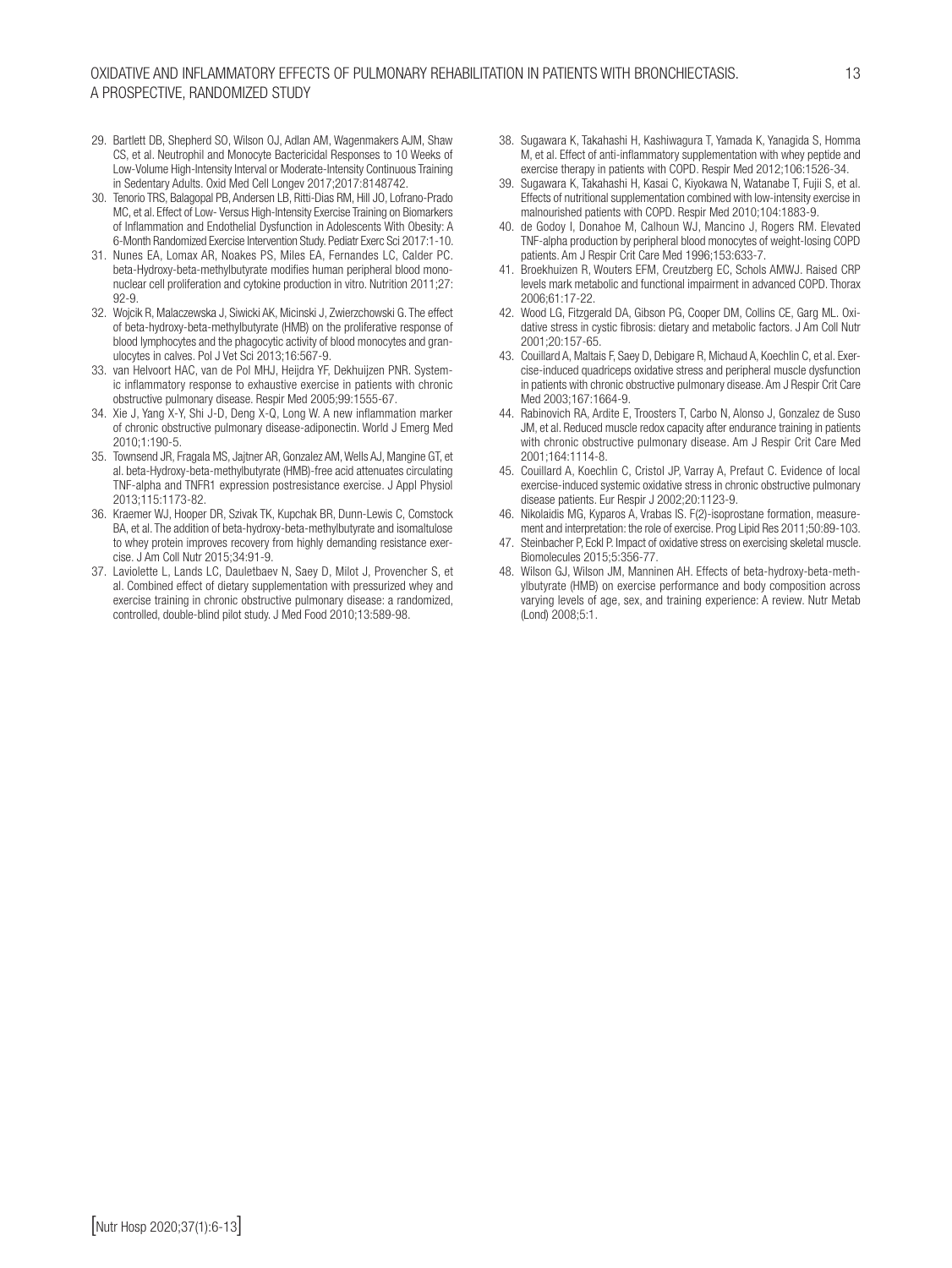29. Bartlett DB, Shepherd SO, Wilson OJ, Adlan AM, Wagenmakers AJM, Shaw CS, et al. Neutrophil and Monocyte Bactericidal Responses to 10 Weeks of Low-Volume High-Intensity Interval or Moderate-Intensity Continuous Training in Sedentary Adults. Oxid Med Cell Longev 2017;2017:8148742.
30. Tenorio TRS, Balagopal PB, Andersen LB, Ritti-Dias RM, Hill JO, Lofrano-Prado MC, et al. Effect of Low- Versus High-Intensity Exercise Training on Biomarkers of Inflammation and Endothelial Dysfunction in Adolescents With Obesity: A 6-Month Randomized Exercise Intervention Study. Pediatr Exerc Sci 2017:1-10.
31. Nunes EA, Lomax AR, Noakes PS, Miles EA, Fernandes LC, Calder PC. beta-Hydroxy-beta-methylbutyrate modifies human peripheral blood mononuclear cell proliferation and cytokine production in vitro. Nutrition 2011;27:92-9.
32. Wojcik R, Malaczewska J, Siwicki AK, Micinski J, Zwierzchowski G. The effect of beta-hydroxy-beta-methylbutyrate (HMB) on the proliferative response of blood lymphocytes and the phagocytic activity of blood monocytes and granulocytes in calves. Pol J Vet Sci 2013;16:567-9.
33. van Helvoort HAC, van de Pol MHJ, Heijdra YF, Dekhuijzen PNR. Systemic inflammatory response to exhaustive exercise in patients with chronic obstructive pulmonary disease. Respir Med 2005;99:1555-67.
34. Xie J, Yang X-Y, Shi J-D, Deng X-Q, Long W. A new inflammation marker of chronic obstructive pulmonary disease-adiponectin. World J Emerg Med 2010;1:190-5.
35. Townsend JR, Fragala MS, Jajtner AR, Gonzalez AM, Wells AJ, Mangine GT, et al. beta-Hydroxy-beta-methylbutyrate (HMB)-free acid attenuates circulating TNF-alpha and TNFR1 expression postresistance exercise. J Appl Physiol 2013;115:1173-82.
36. Kraemer WJ, Hooper DR, Szivak TK, Kupchak BR, Dunn-Lewis C, Comstock BA, et al. The addition of beta-hydroxy-beta-methylbutyrate and isomaltulose to whey protein improves recovery from highly demanding resistance exercise. J Am Coll Nutr 2015;34:91-9.
37. Laviolette L, Lands LC, Dauletbaev N, Saey D, Milot J, Provencher S, et al. Combined effect of dietary supplementation with pressurized whey and exercise training in chronic obstructive pulmonary disease: a randomized, controlled, double-blind pilot study. J Med Food 2010;13:589-98.
38. Sugawara K, Takahashi H, Kashiwagura T, Yamada K, Yanagida S, Homma M, et al. Effect of anti-inflammatory supplementation with whey peptide and exercise therapy in patients with COPD. Respir Med 2012;106:1526-34.
39. Sugawara K, Takahashi H, Kasai C, Kiyokawa N, Watanabe T, Fujii S, et al. Effects of nutritional supplementation combined with low-intensity exercise in malnourished patients with COPD. Respir Med 2010;104:1883-9.
40. de Godoy I, Donahoe M, Calhoun WJ, Mancino J, Rogers RM. Elevated TNF-alpha production by peripheral blood monocytes of weight-losing COPD patients. Am J Respir Crit Care Med 1996;153:633-7.
41. Broekhuizen R, Wouters EFM, Creutzberg EC, Schols AMWJ. Raised CRP levels mark metabolic and functional impairment in advanced COPD. Thorax 2006;61:17-22.
42. Wood LG, Fitzgerald DA, Gibson PG, Cooper DM, Collins CE, Garg ML. Oxidative stress in cystic fibrosis: dietary and metabolic factors. J Am Coll Nutr 2001;20:157-65.
43. Couillard A, Maltais F, Saey D, Debigare R, Michaud A, Koechlin C, et al. Exercise-induced quadriceps oxidative stress and peripheral muscle dysfunction in patients with chronic obstructive pulmonary disease. Am J Respir Crit Care Med 2003;167:1664-9.
44. Rabinovich RA, Ardite E, Troosters T, Carbo N, Alonso J, Gonzalez de Suso JM, et al. Reduced muscle redox capacity after endurance training in patients with chronic obstructive pulmonary disease. Am J Respir Crit Care Med 2001;164:1114-8.
45. Couillard A, Koechlin C, Cristol JP, Varray A, Prefaut C. Evidence of local exercise-induced systemic oxidative stress in chronic obstructive pulmonary disease patients. Eur Respir J 2002;20:1123-9.
46. Nikolaidis MG, Kyparos A, Vrabas IS. F(2)-isoprostane formation, measurement and interpretation: the role of exercise. Prog Lipid Res 2011;50:89-103.
47. Steinbacher P, Eckl P. Impact of oxidative stress on exercising skeletal muscle. Biomolecules 2015;5:356-77.
48. Wilson GJ, Wilson JM, Manninen AH. Effects of beta-hydroxy-beta-methylbutyrate (HMB) on exercise performance and body composition across varying levels of age, sex, and training experience: A review. Nutr Metab (Lond) 2008;5:1.